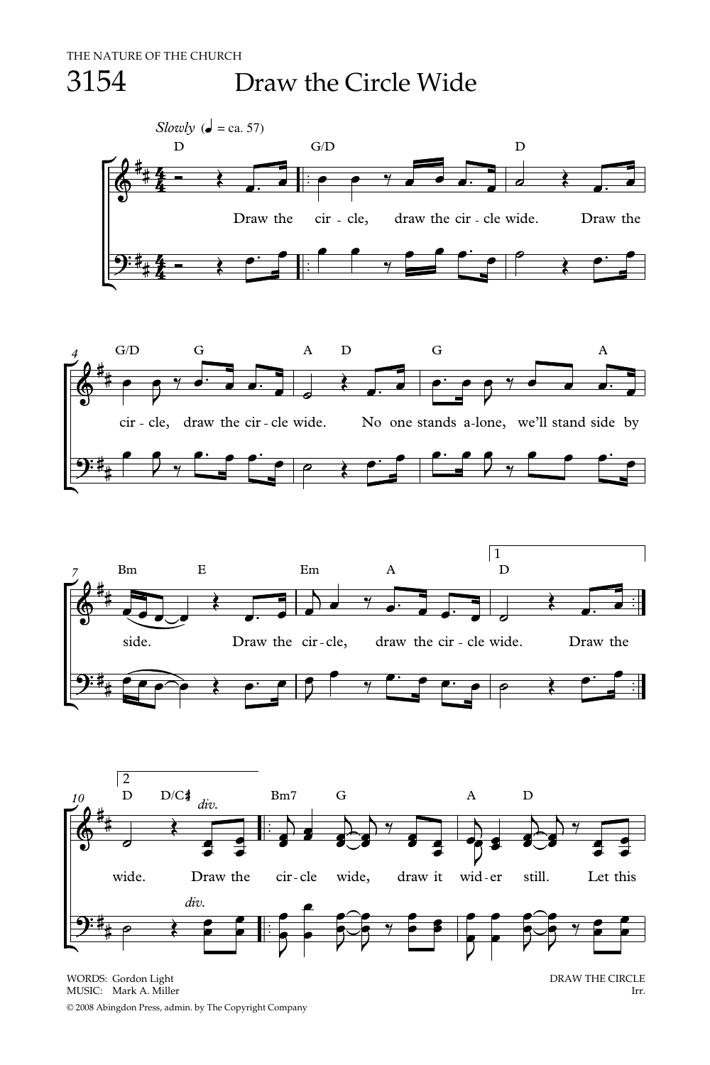THE NATURE OF THE CHURCH

# 3154 Draw the Circle Wide

*Slowly* (♩ = ca. 57)

Draw the circle, draw the circle wide. Draw the circle, draw the circle wide. No one stands alone, we'll stand side by side. Draw the circle, draw the circle wide. Draw the wide. Draw the circle wide, draw it wider still. Let this

WORDS: Gordon Light
MUSIC: Mark A. Miller

© 2008 Abingdon Press, admin. by The Copyright Company

DRAW THE CIRCLE
Irr.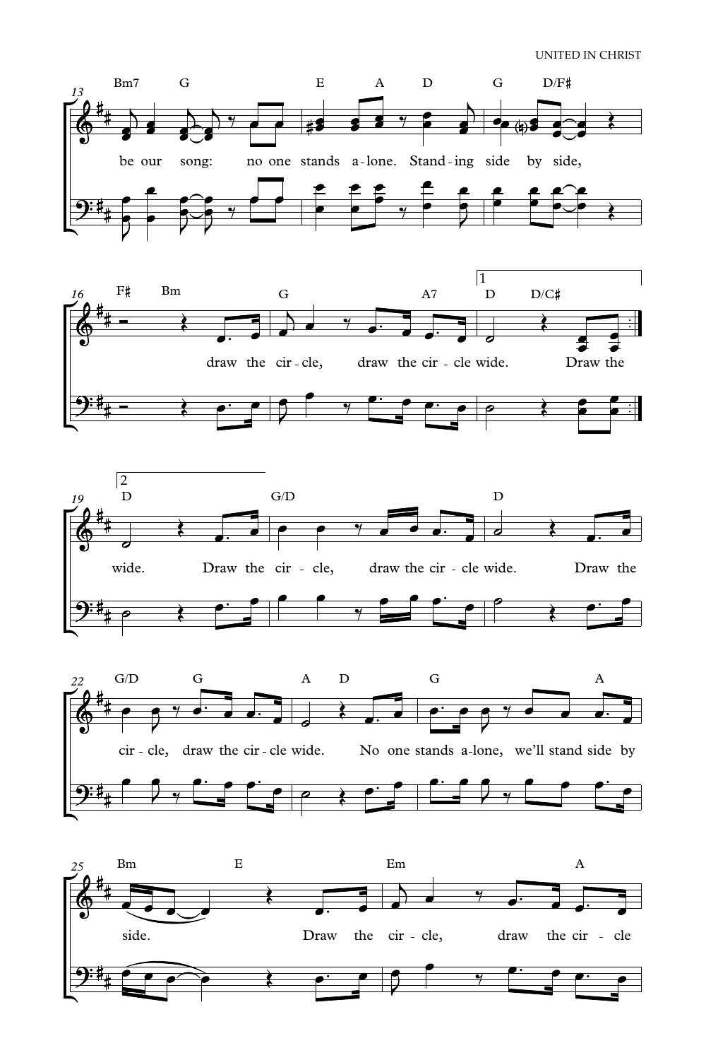13

Bm7 G E A D G D/F♯

be our song: no one stands a-lone. Stand-ing side by side,

16

F♯ Bm G A7 D D/C♯

draw the cir-cle, draw the cir-cle wide. Draw the

19

D G/D D

wide. Draw the cir - cle, draw the cir-cle wide. Draw the

22

G/D G A D G A

cir - cle, draw the cir-cle wide. No one stands a-lone, we'll stand side by

25

Bm E Em A

side. Draw the cir - cle, draw the cir - cle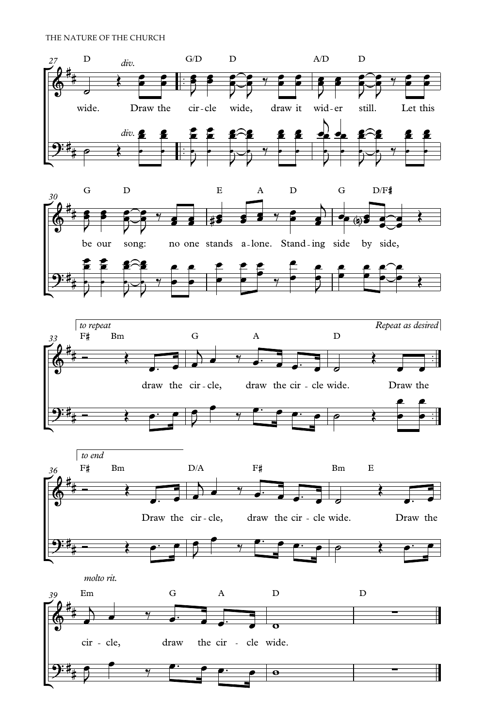27

D *div.* G/D D A/D D

wide. Draw the cir-cle wide, draw it wid-er still. Let this

30

G D E A D G D/F♯

be our song: no one stands a-lone. Stand-ing side by side,

*to repeat* *Repeat as desired*

33

F♯ Bm G A D

draw the cir-cle, draw the cir-cle wide. Draw the

*to end*

36

F♯ Bm D/A F♯ Bm E

Draw the cir-cle, draw the cir-cle wide. Draw the

*molto rit.*

39

Em G A D D

cir-cle, draw the cir-cle wide.